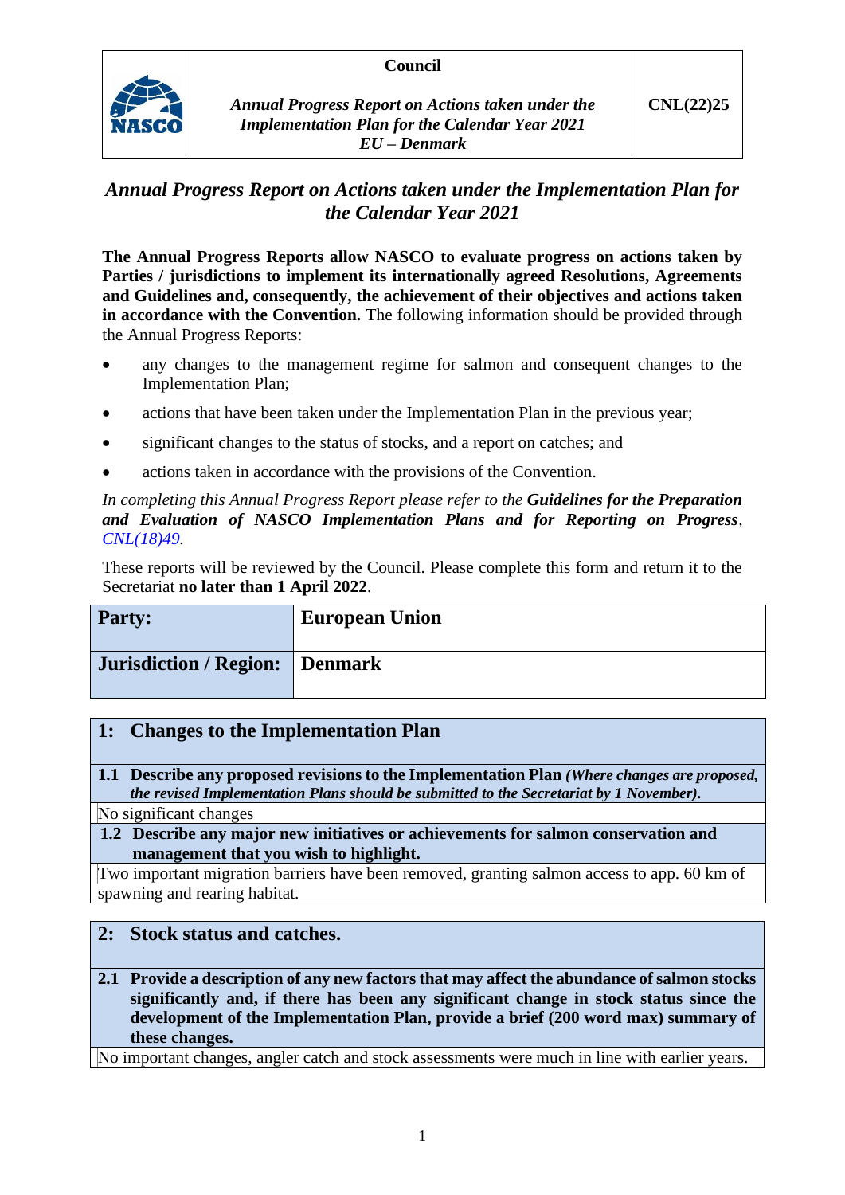| | Council *Annual Progress Report on Actions taken under the Implementation Plan for the Calendar Year 2021 EU – Denmark* | CNL(22)25 |
|---|---|---|

# *Annual Progress Report on Actions taken under the Implementation Plan for the Calendar Year 2021*

**The Annual Progress Reports allow NASCO to evaluate progress on actions taken by Parties / jurisdictions to implement its internationally agreed Resolutions, Agreements and Guidelines and, consequently, the achievement of their objectives and actions taken in accordance with the Convention.** The following information should be provided through the Annual Progress Reports:

- any changes to the management regime for salmon and consequent changes to the Implementation Plan;
- actions that have been taken under the Implementation Plan in the previous year;
- significant changes to the status of stocks, and a report on catches; and
- actions taken in accordance with the provisions of the Convention.

*In completing this Annual Progress Report please refer to the* ***Guidelines for the Preparation and Evaluation of NASCO Implementation Plans and for Reporting on Progress****, CNL(18)49.*

These reports will be reviewed by the Council. Please complete this form and return it to the Secretariat **no later than 1 April 2022**.

| **Party:** | **European Union** |
|---|---|
| **Jurisdiction / Region:** | **Denmark** |

## 1: Changes to the Implementation Plan

**1.1 Describe any proposed revisions to the Implementation Plan** ***(Where changes are proposed, the revised Implementation Plans should be submitted to the Secretariat by 1 November).***

No significant changes

**1.2 Describe any major new initiatives or achievements for salmon conservation and management that you wish to highlight.**

Two important migration barriers have been removed, granting salmon access to app. 60 km of spawning and rearing habitat.

## 2: Stock status and catches.

**2.1 Provide a description of any new factors that may affect the abundance of salmon stocks significantly and, if there has been any significant change in stock status since the development of the Implementation Plan, provide a brief (200 word max) summary of these changes.**

No important changes, angler catch and stock assessments were much in line with earlier years.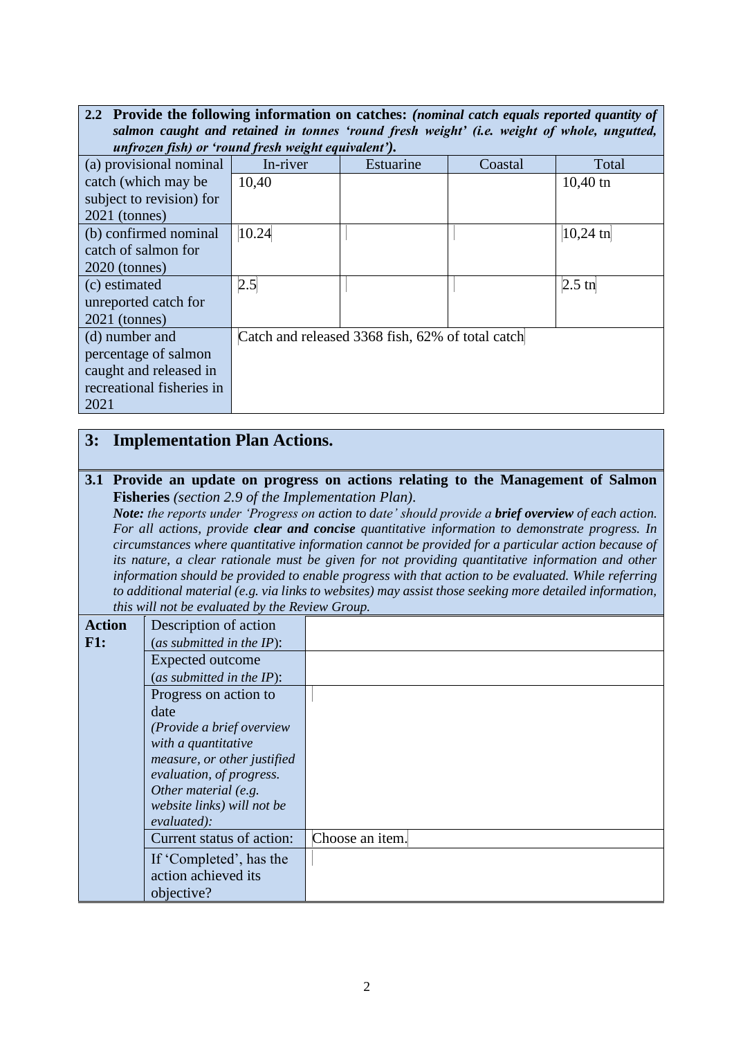**2.2 Provide the following information on catches:** *(nominal catch equals reported quantity of salmon caught and retained in tonnes 'round fresh weight' (i.e. weight of whole, ungutted, unfrozen fish) or 'round fresh weight equivalent').*

| | In-river | Estuarine | Coastal | Total |
|---|---|---|---|---|
| (a) provisional nominal catch (which may be subject to revision) for 2021 (tonnes) | 10,40 | | | 10,40 tn |
| (b) confirmed nominal catch of salmon for 2020 (tonnes) | 10.24 | | | 10,24 tn |
| (c) estimated unreported catch for 2021 (tonnes) | 2.5 | | | 2.5 tn |
| (d) number and percentage of salmon caught and released in recreational fisheries in 2021 | Catch and released 3368 fish, 62% of total catch | | | |

## 3: Implementation Plan Actions.

**3.1 Provide an update on progress on actions relating to the Management of Salmon Fisheries** *(section 2.9 of the Implementation Plan).*

***Note:*** *the reports under 'Progress on action to date' should provide a* ***brief overview*** *of each action. For all actions, provide* ***clear and concise*** *quantitative information to demonstrate progress. In circumstances where quantitative information cannot be provided for a particular action because of its nature, a clear rationale must be given for not providing quantitative information and other information should be provided to enable progress with that action to be evaluated. While referring to additional material (e.g. via links to websites) may assist those seeking more detailed information, this will not be evaluated by the Review Group.*

| Action F1: | | |
|---|---|---|
| | Description of action (*as submitted in the IP*): | |
| | Expected outcome (*as submitted in the IP*): | |
| | Progress on action to date *(Provide a brief overview with a quantitative measure, or other justified evaluation, of progress. Other material (e.g. website links) will not be evaluated):* | |
| | Current status of action: | Choose an item. |
| | If 'Completed', has the action achieved its objective? | |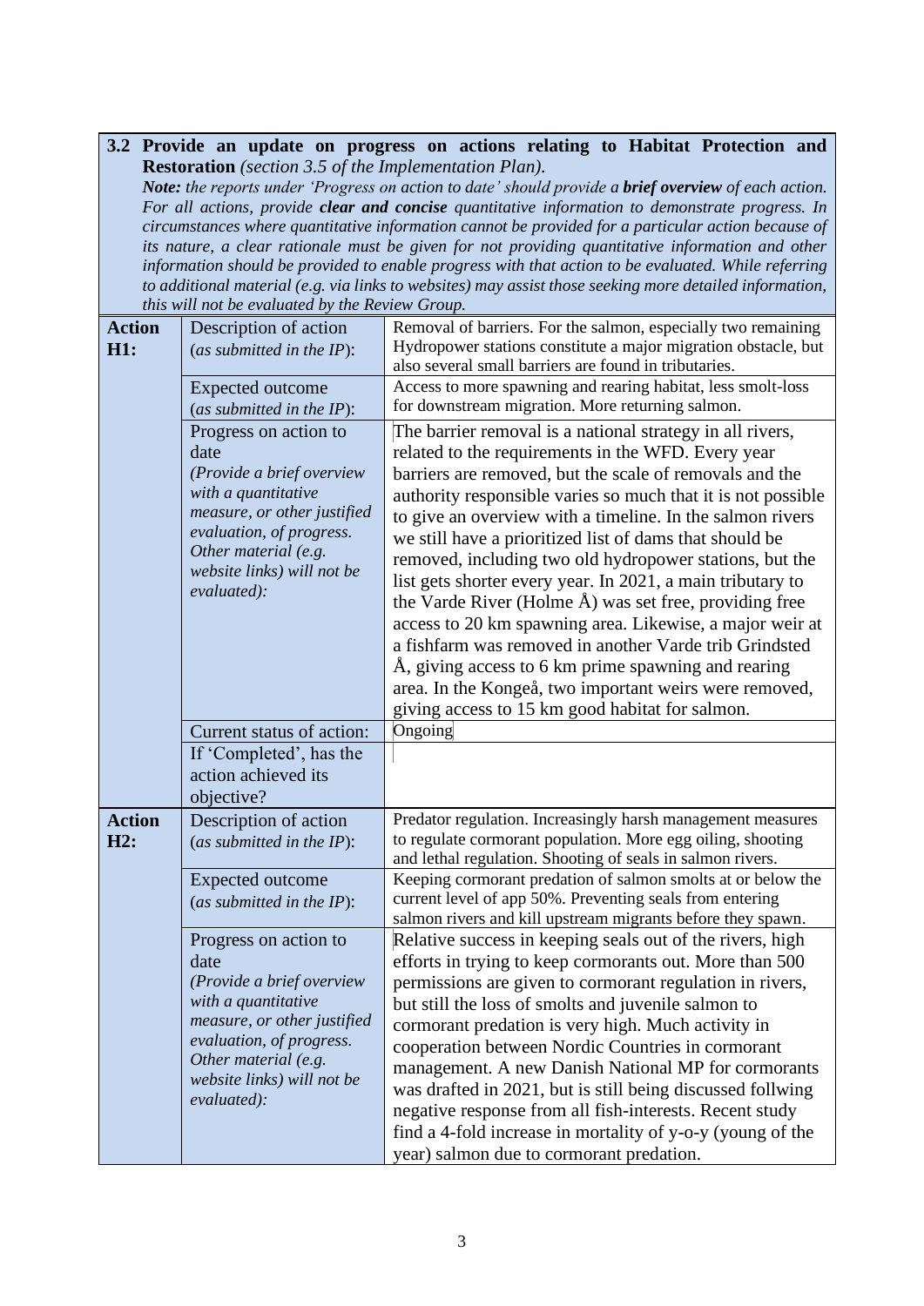**3.2 Provide an update on progress on actions relating to Habitat Protection and Restoration** *(section 3.5 of the Implementation Plan).*

***Note:*** *the reports under 'Progress on action to date' should provide a* ***brief overview*** *of each action. For all actions, provide* ***clear and concise*** *quantitative information to demonstrate progress. In circumstances where quantitative information cannot be provided for a particular action because of its nature, a clear rationale must be given for not providing quantitative information and other information should be provided to enable progress with that action to be evaluated. While referring to additional material (e.g. via links to websites) may assist those seeking more detailed information, this will not be evaluated by the Review Group.*

| | | |
|---|---|---|
| **Action H1:** | Description of action (*as submitted in the IP*): | Removal of barriers. For the salmon, especially two remaining Hydropower stations constitute a major migration obstacle, but also several small barriers are found in tributaries. |
| | Expected outcome (*as submitted in the IP*): | Access to more spawning and rearing habitat, less smolt-loss for downstream migration. More returning salmon. |
| | Progress on action to date *(Provide a brief overview with a quantitative measure, or other justified evaluation, of progress. Other material (e.g. website links) will not be evaluated):* | The barrier removal is a national strategy in all rivers, related to the requirements in the WFD. Every year barriers are removed, but the scale of removals and the authority responsible varies so much that it is not possible to give an overview with a timeline. In the salmon rivers we still have a prioritized list of dams that should be removed, including two old hydropower stations, but the list gets shorter every year. In 2021, a main tributary to the Varde River (Holme Å) was set free, providing free access to 20 km spawning area. Likewise, a major weir at a fishfarm was removed in another Varde trib Grindsted Å, giving access to 6 km prime spawning and rearing area. In the Kongeå, two important weirs were removed, giving access to 15 km good habitat for salmon. |
| | Current status of action: | Ongoing |
| | If 'Completed', has the action achieved its objective? | |
| **Action H2:** | Description of action (*as submitted in the IP*): | Predator regulation. Increasingly harsh management measures to regulate cormorant population. More egg oiling, shooting and lethal regulation. Shooting of seals in salmon rivers. |
| | Expected outcome (*as submitted in the IP*): | Keeping cormorant predation of salmon smolts at or below the current level of app 50%. Preventing seals from entering salmon rivers and kill upstream migrants before they spawn. |
| | Progress on action to date *(Provide a brief overview with a quantitative measure, or other justified evaluation, of progress. Other material (e.g. website links) will not be evaluated):* | Relative success in keeping seals out of the rivers, high efforts in trying to keep cormorants out. More than 500 permissions are given to cormorant regulation in rivers, but still the loss of smolts and juvenile salmon to cormorant predation is very high. Much activity in cooperation between Nordic Countries in cormorant management. A new Danish National MP for cormorants was drafted in 2021, but is still being discussed follwing negative response from all fish-interests. Recent study find a 4-fold increase in mortality of y-o-y (young of the year) salmon due to cormorant predation. |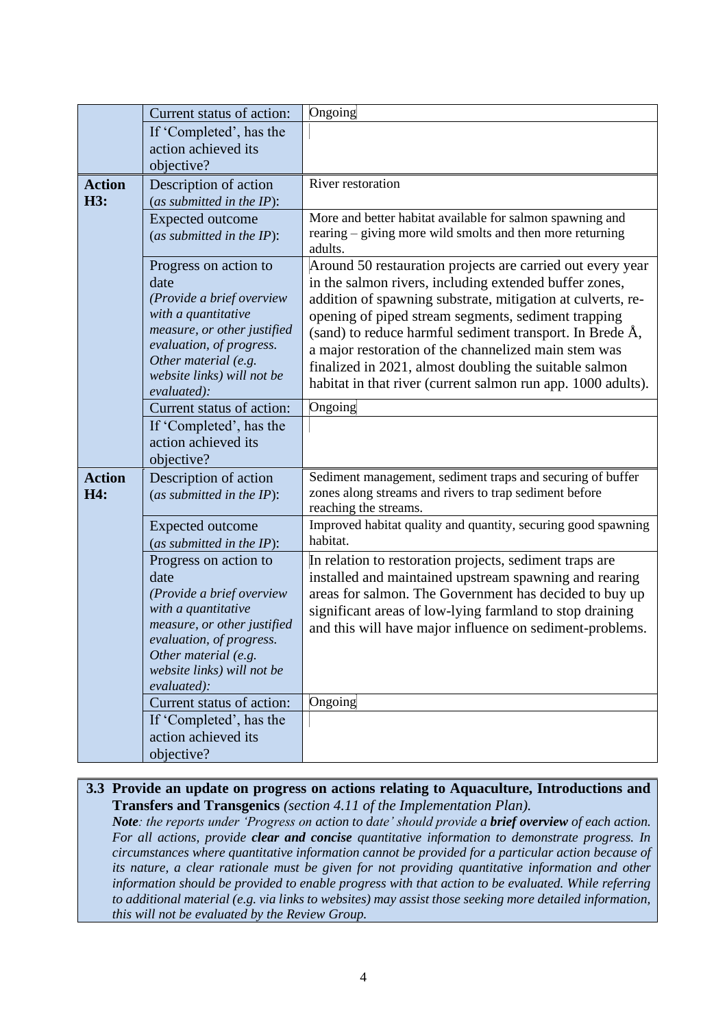| | | |
|---|---|---|
| | Current status of action: | Ongoing |
| | If 'Completed', has the action achieved its objective? | |
| **Action H3:** | Description of action (*as submitted in the IP*): | River restoration |
| | Expected outcome (*as submitted in the IP*): | More and better habitat available for salmon spawning and rearing – giving more wild smolts and then more returning adults. |
| | Progress on action to date *(Provide a brief overview with a quantitative measure, or other justified evaluation, of progress. Other material (e.g. website links) will not be evaluated):* | Around 50 restauration projects are carried out every year in the salmon rivers, including extended buffer zones, addition of spawning substrate, mitigation at culverts, re-opening of piped stream segments, sediment trapping (sand) to reduce harmful sediment transport. In Brede Å, a major restoration of the channelized main stem was finalized in 2021, almost doubling the suitable salmon habitat in that river (current salmon run app. 1000 adults). |
| | Current status of action: | Ongoing |
| | If 'Completed', has the action achieved its objective? | |
| **Action H4:** | Description of action (*as submitted in the IP*): | Sediment management, sediment traps and securing of buffer zones along streams and rivers to trap sediment before reaching the streams. |
| | Expected outcome (*as submitted in the IP*): | Improved habitat quality and quantity, securing good spawning habitat. |
| | Progress on action to date *(Provide a brief overview with a quantitative measure, or other justified evaluation, of progress. Other material (e.g. website links) will not be evaluated):* | In relation to restoration projects, sediment traps are installed and maintained upstream spawning and rearing areas for salmon. The Government has decided to buy up significant areas of low-lying farmland to stop draining and this will have major influence on sediment-problems. |
| | Current status of action: | Ongoing |
| | If 'Completed', has the action achieved its objective? | |

**3.3 Provide an update on progress on actions relating to Aquaculture, Introductions and Transfers and Transgenics** *(section 4.11 of the Implementation Plan).*

***Note**: the reports under 'Progress on action to date' should provide a **brief overview** of each action. For all actions, provide **clear and concise** quantitative information to demonstrate progress. In circumstances where quantitative information cannot be provided for a particular action because of its nature, a clear rationale must be given for not providing quantitative information and other information should be provided to enable progress with that action to be evaluated. While referring to additional material (e.g. via links to websites) may assist those seeking more detailed information, this will not be evaluated by the Review Group.*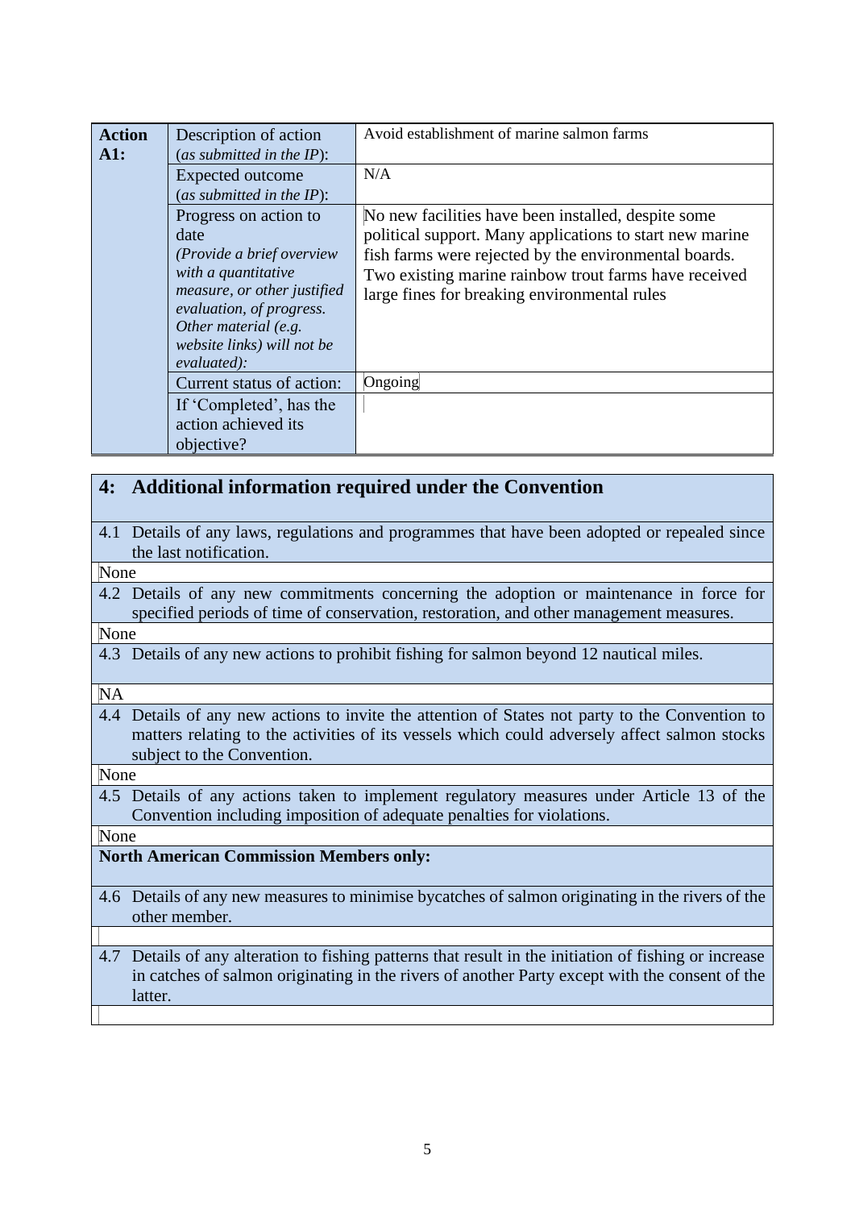| | | |
|---|---|---|
| **Action A1:** | Description of action (*as submitted in the IP*): | Avoid establishment of marine salmon farms |
| | Expected outcome (*as submitted in the IP*): | N/A |
| | Progress on action to date *(Provide a brief overview with a quantitative measure, or other justified evaluation, of progress. Other material (e.g. website links) will not be evaluated)*: | No new facilities have been installed, despite some political support. Many applications to start new marine fish farms were rejected by the environmental boards. Two existing marine rainbow trout farms have received large fines for breaking environmental rules |
| | Current status of action: | Ongoing |
| | If 'Completed', has the action achieved its objective? | |

## 4: Additional information required under the Convention

4.1 Details of any laws, regulations and programmes that have been adopted or repealed since the last notification.

None

4.2 Details of any new commitments concerning the adoption or maintenance in force for specified periods of time of conservation, restoration, and other management measures.

None

4.3 Details of any new actions to prohibit fishing for salmon beyond 12 nautical miles.

NA

4.4 Details of any new actions to invite the attention of States not party to the Convention to matters relating to the activities of its vessels which could adversely affect salmon stocks subject to the Convention.

None

4.5 Details of any actions taken to implement regulatory measures under Article 13 of the Convention including imposition of adequate penalties for violations.

None

**North American Commission Members only:**

4.6 Details of any new measures to minimise bycatches of salmon originating in the rivers of the other member.

4.7 Details of any alteration to fishing patterns that result in the initiation of fishing or increase in catches of salmon originating in the rivers of another Party except with the consent of the latter.